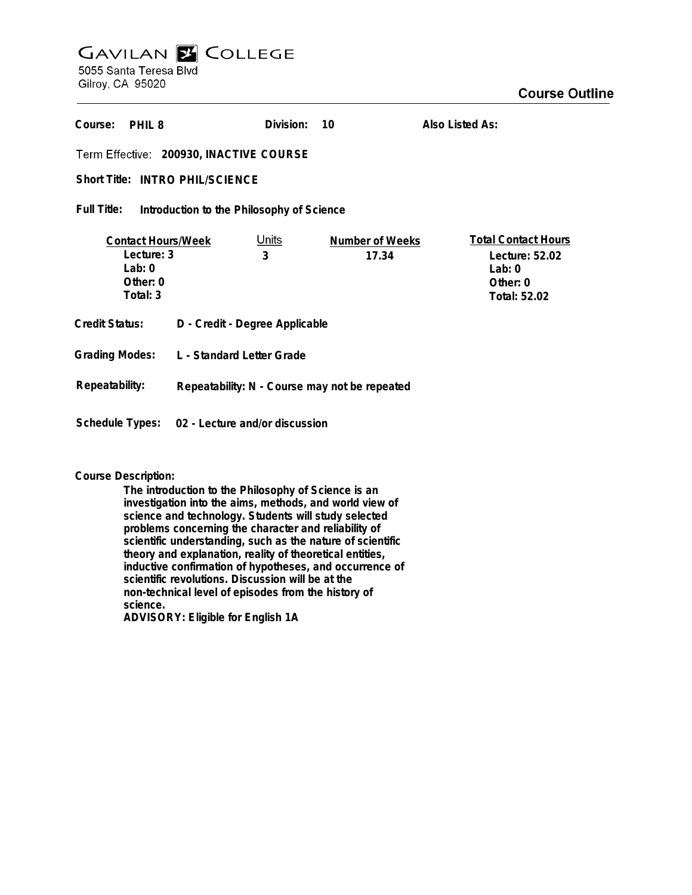# GAVILAN COLLEGE

5055 Santa Teresa Blvd
Gilroy, CA 95020

## Course Outline

**Course:** PHIL 8 **Division:** 10 **Also Listed As:**

**Term Effective:** 200930, INACTIVE COURSE

**Short Title:** INTRO PHIL/SCIENCE

**Full Title:** Introduction to the Philosophy of Science

| Contact Hours/Week | Units | Number of Weeks | Total Contact Hours |
|---|---|---|---|
| Lecture: 3 | 3 | 17.34 | Lecture: 52.02 |
| Lab: 0 | | | Lab: 0 |
| Other: 0 | | | Other: 0 |
| Total: 3 | | | Total: 52.02 |

**Credit Status:** D - Credit - Degree Applicable

**Grading Modes:** L - Standard Letter Grade

**Repeatability:** Repeatability: N - Course may not be repeated

**Schedule Types:** 02 - Lecture and/or discussion

**Course Description:**

The introduction to the Philosophy of Science is an investigation into the aims, methods, and world view of science and technology. Students will study selected problems concerning the character and reliability of scientific understanding, such as the nature of scientific theory and explanation, reality of theoretical entities, inductive confirmation of hypotheses, and occurrence of scientific revolutions. Discussion will be at the non-technical level of episodes from the history of science.

ADVISORY: Eligible for English 1A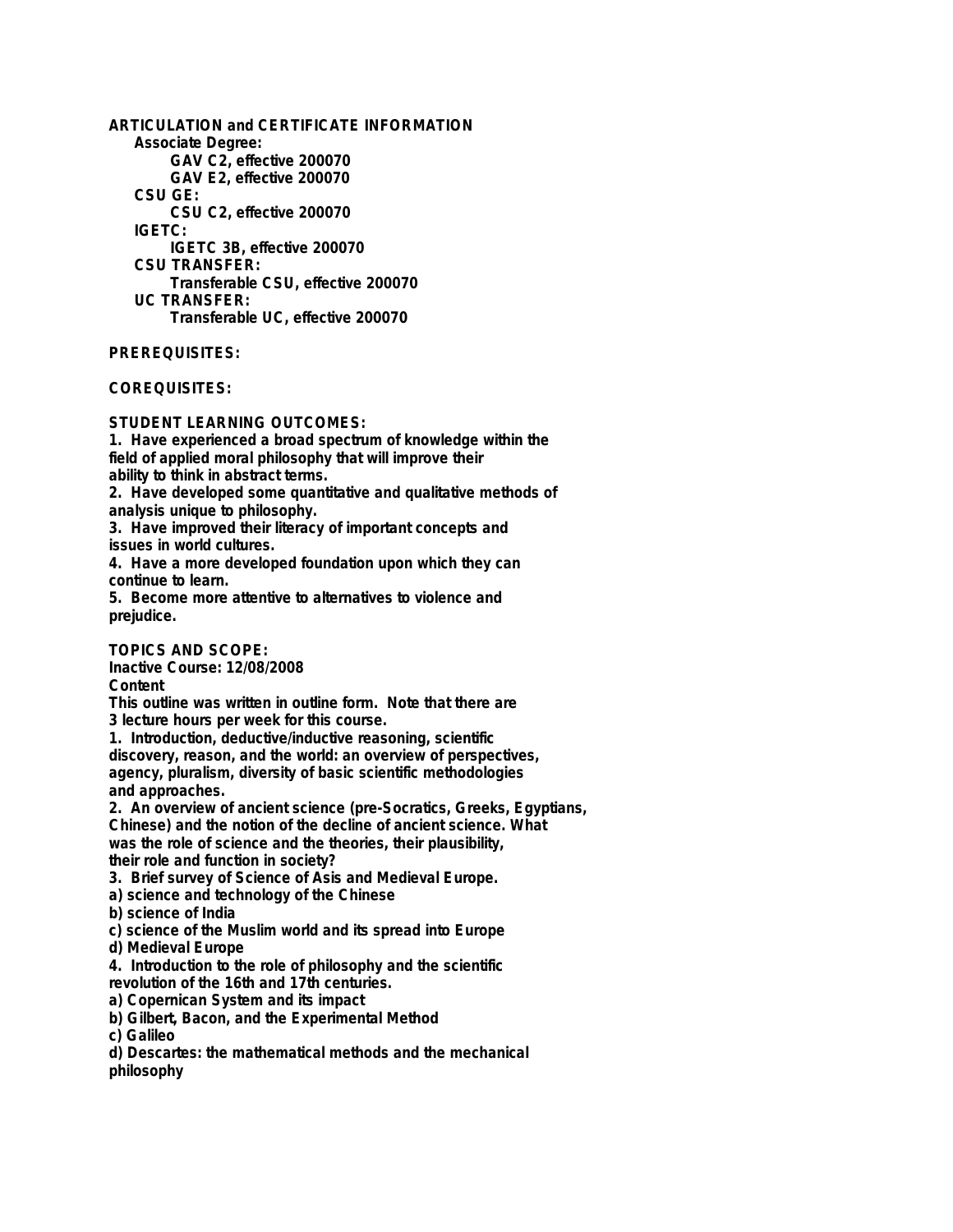**ARTICULATION and CERTIFICATE INFORMATION**

**Associate Degree:**

**GAV C2, effective 200070**

**GAV E2, effective 200070**

**CSU GE:**

**CSU C2, effective 200070**

**IGETC:**

**IGETC 3B, effective 200070**

**CSU TRANSFER:**

**Transferable CSU, effective 200070**

**UC TRANSFER:**

**Transferable UC, effective 200070**

**PREREQUISITES:**

**COREQUISITES:**

**STUDENT LEARNING OUTCOMES:**

1. Have experienced a broad spectrum of knowledge within the field of applied moral philosophy that will improve their ability to think in abstract terms.
2. Have developed some quantitative and qualitative methods of analysis unique to philosophy.
3. Have improved their literacy of important concepts and issues in world cultures.
4. Have a more developed foundation upon which they can continue to learn.
5. Become more attentive to alternatives to violence and prejudice.

**TOPICS AND SCOPE:**

**Inactive Course: 12/08/2008**

**Content**

This outline was written in outline form. Note that there are 3 lecture hours per week for this course.

1. Introduction, deductive/inductive reasoning, scientific discovery, reason, and the world: an overview of perspectives, agency, pluralism, diversity of basic scientific methodologies and approaches.
2. An overview of ancient science (pre-Socratics, Greeks, Egyptians, Chinese) and the notion of the decline of ancient science. What was the role of science and the theories, their plausibility, their role and function in society?
3. Brief survey of Science of Asis and Medieval Europe.
   a) science and technology of the Chinese
   b) science of India
   c) science of the Muslim world and its spread into Europe
   d) Medieval Europe
4. Introduction to the role of philosophy and the scientific revolution of the 16th and 17th centuries.
   a) Copernican System and its impact
   b) Gilbert, Bacon, and the Experimental Method
   c) Galileo
   d) Descartes: the mathematical methods and the mechanical philosophy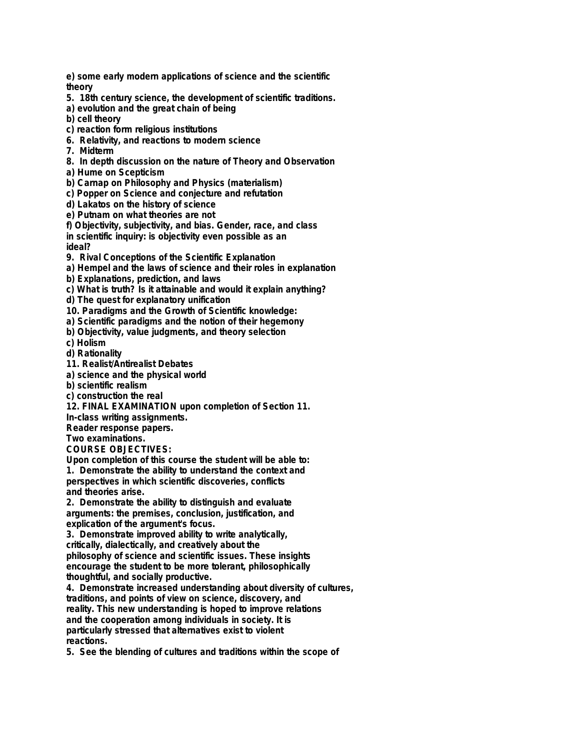e) some early modern applications of science and the scientific theory

5. 18th century science, the development of scientific traditions.

a) evolution and the great chain of being

b) cell theory

c) reaction form religious institutions

6. Relativity, and reactions to modern science

7. Midterm

8. In depth discussion on the nature of Theory and Observation

a) Hume on Scepticism

b) Carnap on Philosophy and Physics (materialism)

c) Popper on Science and conjecture and refutation

d) Lakatos on the history of science

e) Putnam on what theories are not

f) Objectivity, subjectivity, and bias. Gender, race, and class in scientific inquiry: is objectivity even possible as an ideal?

9. Rival Conceptions of the Scientific Explanation

a) Hempel and the laws of science and their roles in explanation

b) Explanations, prediction, and laws

c) What is truth? Is it attainable and would it explain anything?

d) The quest for explanatory unification

10. Paradigms and the Growth of Scientific knowledge:

a) Scientific paradigms and the notion of their hegemony

b) Objectivity, value judgments, and theory selection

c) Holism

d) Rationality

11. Realist/Antirealist Debates

a) science and the physical world

b) scientific realism

c) construction the real

12. FINAL EXAMINATION upon completion of Section 11.

In-class writing assignments.

Reader response papers.

Two examinations.

COURSE OBJECTIVES:

Upon completion of this course the student will be able to:

1. Demonstrate the ability to understand the context and perspectives in which scientific discoveries, conflicts and theories arise.

2. Demonstrate the ability to distinguish and evaluate arguments: the premises, conclusion, justification, and explication of the argument's focus.

3. Demonstrate improved ability to write analytically, critically, dialectically, and creatively about the philosophy of science and scientific issues. These insights encourage the student to be more tolerant, philosophically thoughtful, and socially productive.

4. Demonstrate increased understanding about diversity of cultures, traditions, and points of view on science, discovery, and reality. This new understanding is hoped to improve relations and the cooperation among individuals in society. It is particularly stressed that alternatives exist to violent reactions.

5. See the blending of cultures and traditions within the scope of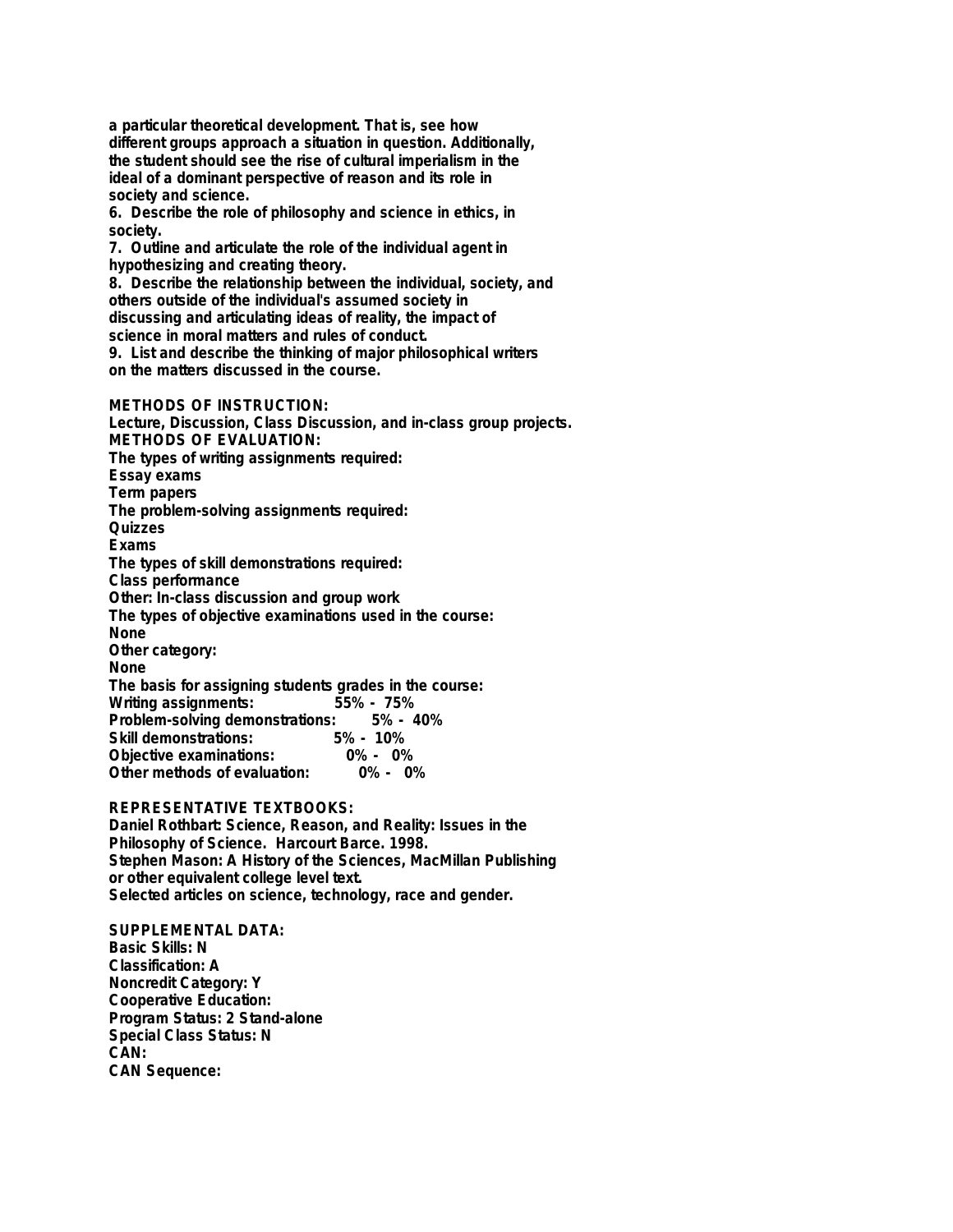a particular theoretical development. That is, see how different groups approach a situation in question. Additionally, the student should see the rise of cultural imperialism in the ideal of a dominant perspective of reason and its role in society and science.

6. Describe the role of philosophy and science in ethics, in society.
7. Outline and articulate the role of the individual agent in hypothesizing and creating theory.
8. Describe the relationship between the individual, society, and others outside of the individual's assumed society in discussing and articulating ideas of reality, the impact of science in moral matters and rules of conduct.
9. List and describe the thinking of major philosophical writers on the matters discussed in the course.

**METHODS OF INSTRUCTION:**
Lecture, Discussion, Class Discussion, and in-class group projects.

**METHODS OF EVALUATION:**
The types of writing assignments required:
Essay exams
Term papers
The problem-solving assignments required:
Quizzes
Exams
The types of skill demonstrations required:
Class performance
Other: In-class discussion and group work
The types of objective examinations used in the course:
None
Other category:
None
The basis for assigning students grades in the course:

| | |
|---|---|
| Writing assignments: | 55% - 75% |
| Problem-solving demonstrations: | 5% - 40% |
| Skill demonstrations: | 5% - 10% |
| Objective examinations: | 0% - 0% |
| Other methods of evaluation: | 0% - 0% |

**REPRESENTATIVE TEXTBOOKS:**
Daniel Rothbart: Science, Reason, and Reality: Issues in the Philosophy of Science. Harcourt Barce. 1998.
Stephen Mason: A History of the Sciences, MacMillan Publishing or other equivalent college level text.
Selected articles on science, technology, race and gender.

**SUPPLEMENTAL DATA:**
Basic Skills: N
Classification: A
Noncredit Category: Y
Cooperative Education:
Program Status: 2 Stand-alone
Special Class Status: N
CAN:
CAN Sequence: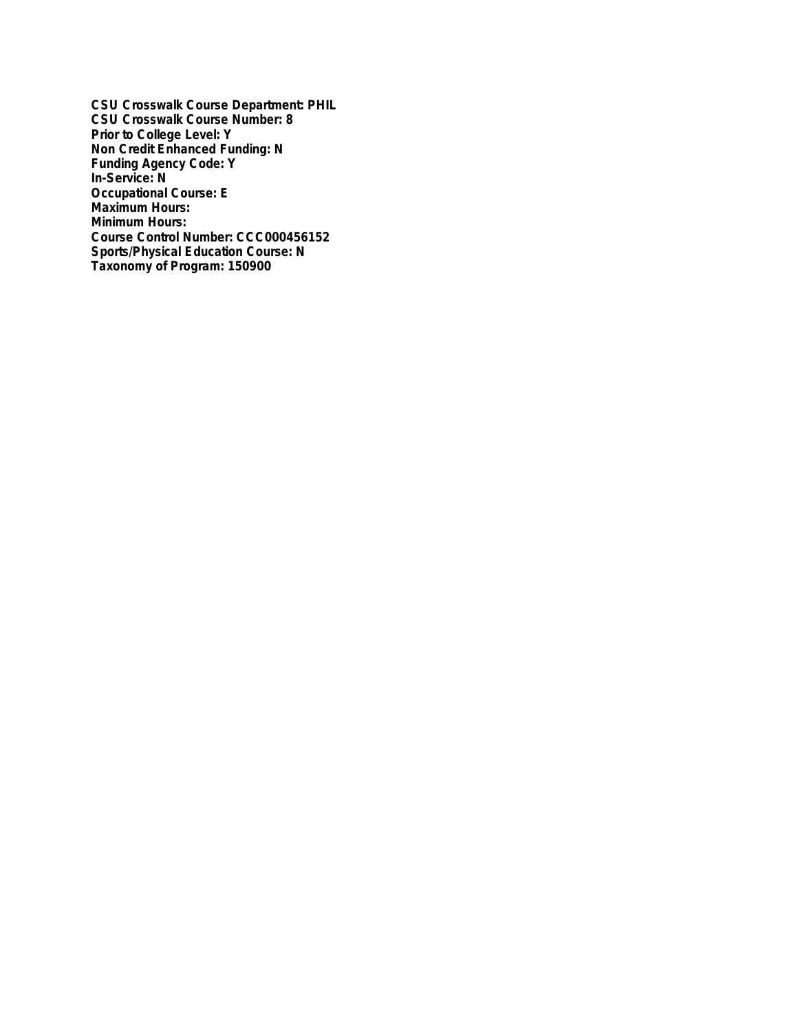**CSU Crosswalk Course Department: PHIL**
**CSU Crosswalk Course Number: 8**
**Prior to College Level: Y**
**Non Credit Enhanced Funding: N**
**Funding Agency Code: Y**
**In-Service: N**
**Occupational Course: E**
**Maximum Hours:**
**Minimum Hours:**
**Course Control Number: CCC000456152**
**Sports/Physical Education Course: N**
**Taxonomy of Program: 150900**